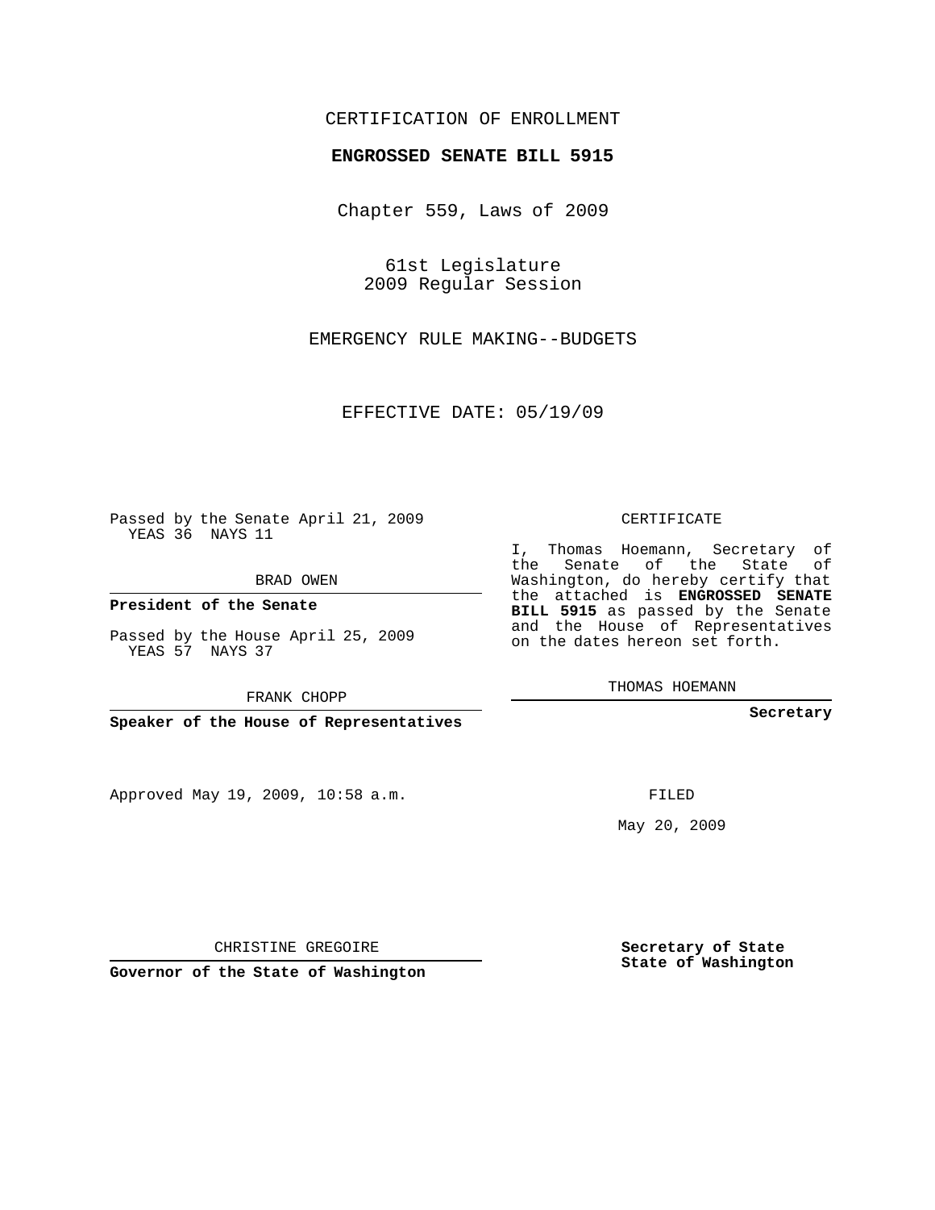CERTIFICATION OF ENROLLMENT

**ENGROSSED SENATE BILL 5915**

Chapter 559, Laws of 2009

61st Legislature
2009 Regular Session

EMERGENCY RULE MAKING--BUDGETS

EFFECTIVE DATE: 05/19/09

Passed by the Senate April 21, 2009
YEAS 36 NAYS 11

BRAD OWEN

**President of the Senate**

Passed by the House April 25, 2009
YEAS 57 NAYS 37

FRANK CHOPP

**Speaker of the House of Representatives**

Approved May 19, 2009, 10:58 a.m.

CHRISTINE GREGOIRE

**Governor of the State of Washington**

CERTIFICATE

I, Thomas Hoemann, Secretary of the Senate of the State of Washington, do hereby certify that the attached is **ENGROSSED SENATE BILL 5915** as passed by the Senate and the House of Representatives on the dates hereon set forth.

THOMAS HOEMANN

**Secretary**

FILED

May 20, 2009

**Secretary of State**
**State of Washington**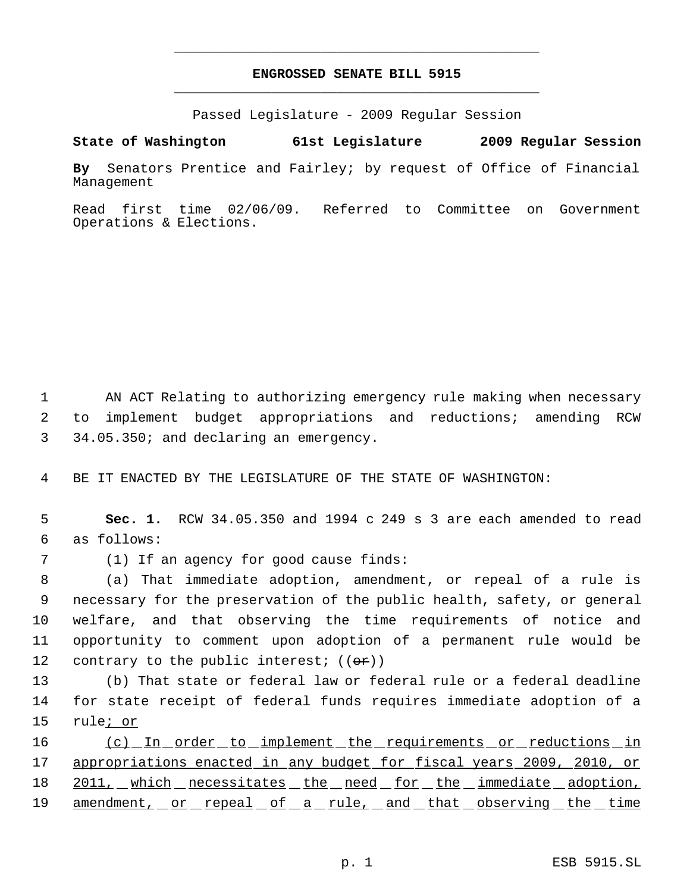# ENGROSSED SENATE BILL 5915

Passed Legislature - 2009 Regular Session

**State of Washington 61st Legislature 2009 Regular Session**

**By** Senators Prentice and Fairley; by request of Office of Financial Management

Read first time 02/06/09. Referred to Committee on Government Operations & Elections.

AN ACT Relating to authorizing emergency rule making when necessary to implement budget appropriations and reductions; amending RCW 34.05.350; and declaring an emergency.

BE IT ENACTED BY THE LEGISLATURE OF THE STATE OF WASHINGTON:

**Sec. 1.** RCW 34.05.350 and 1994 c 249 s 3 are each amended to read as follows:

(1) If an agency for good cause finds:

(a) That immediate adoption, amendment, or repeal of a rule is necessary for the preservation of the public health, safety, or general welfare, and that observing the time requirements of notice and opportunity to comment upon adoption of a permanent rule would be contrary to the public interest; ((~~or~~))

(b) That state or federal law or federal rule or a federal deadline for state receipt of federal funds requires immediate adoption of a rule<u>; or</u>

<u>(c) In order to implement the requirements or reductions in appropriations enacted in any budget for fiscal years 2009, 2010, or 2011, which necessitates the need for the immediate adoption, amendment, or repeal of a rule, and that observing the time</u>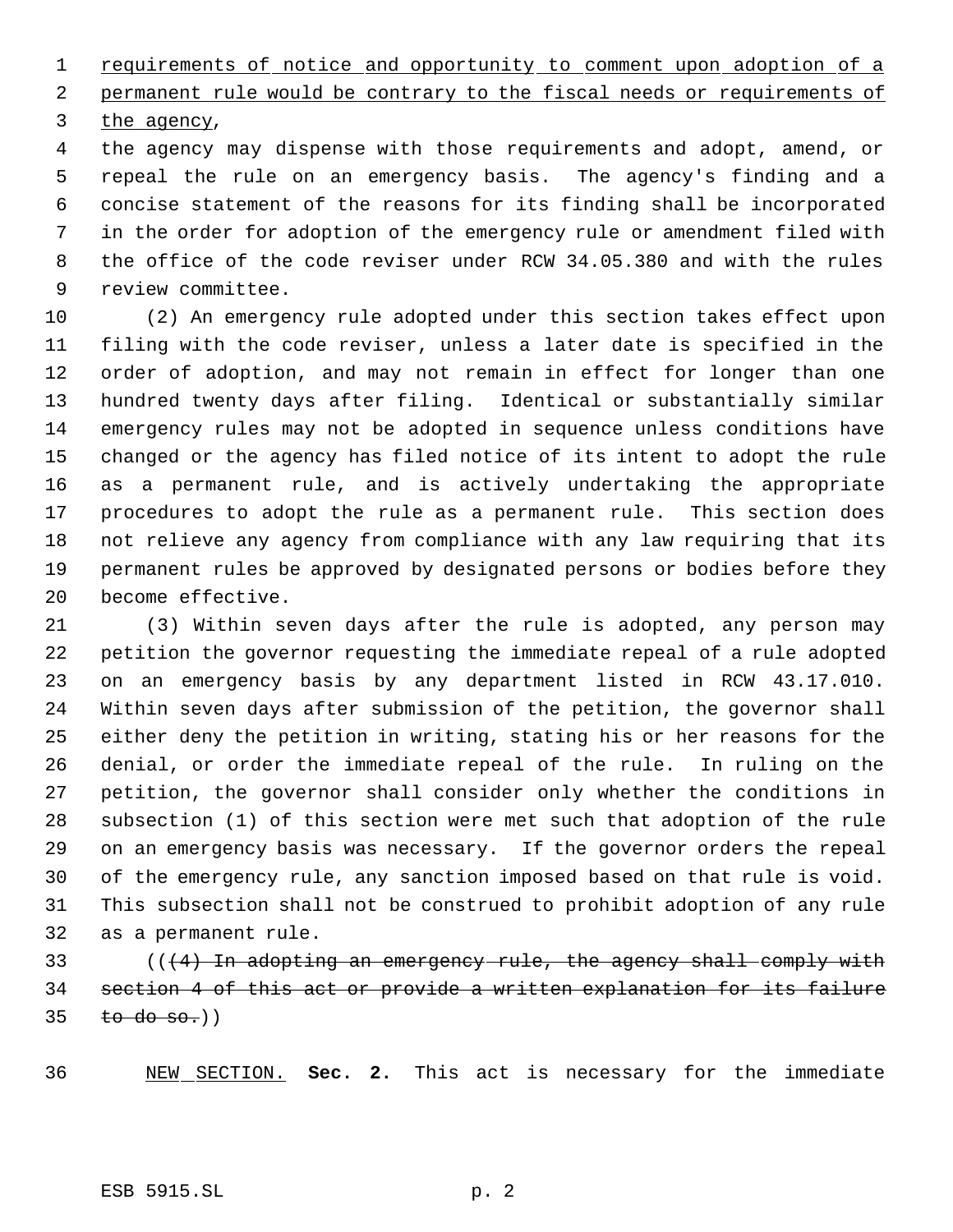requirements of notice and opportunity to comment upon adoption of a permanent rule would be contrary to the fiscal needs or requirements of the agency,

the agency may dispense with those requirements and adopt, amend, or repeal the rule on an emergency basis. The agency's finding and a concise statement of the reasons for its finding shall be incorporated in the order for adoption of the emergency rule or amendment filed with the office of the code reviser under RCW 34.05.380 and with the rules review committee.

(2) An emergency rule adopted under this section takes effect upon filing with the code reviser, unless a later date is specified in the order of adoption, and may not remain in effect for longer than one hundred twenty days after filing. Identical or substantially similar emergency rules may not be adopted in sequence unless conditions have changed or the agency has filed notice of its intent to adopt the rule as a permanent rule, and is actively undertaking the appropriate procedures to adopt the rule as a permanent rule. This section does not relieve any agency from compliance with any law requiring that its permanent rules be approved by designated persons or bodies before they become effective.

(3) Within seven days after the rule is adopted, any person may petition the governor requesting the immediate repeal of a rule adopted on an emergency basis by any department listed in RCW 43.17.010. Within seven days after submission of the petition, the governor shall either deny the petition in writing, stating his or her reasons for the denial, or order the immediate repeal of the rule. In ruling on the petition, the governor shall consider only whether the conditions in subsection (1) of this section were met such that adoption of the rule on an emergency basis was necessary. If the governor orders the repeal of the emergency rule, any sanction imposed based on that rule is void. This subsection shall not be construed to prohibit adoption of any rule as a permanent rule.

((~~(4) In adopting an emergency rule, the agency shall comply with section 4 of this act or provide a written explanation for its failure to do so.~~))

NEW SECTION. **Sec. 2.** This act is necessary for the immediate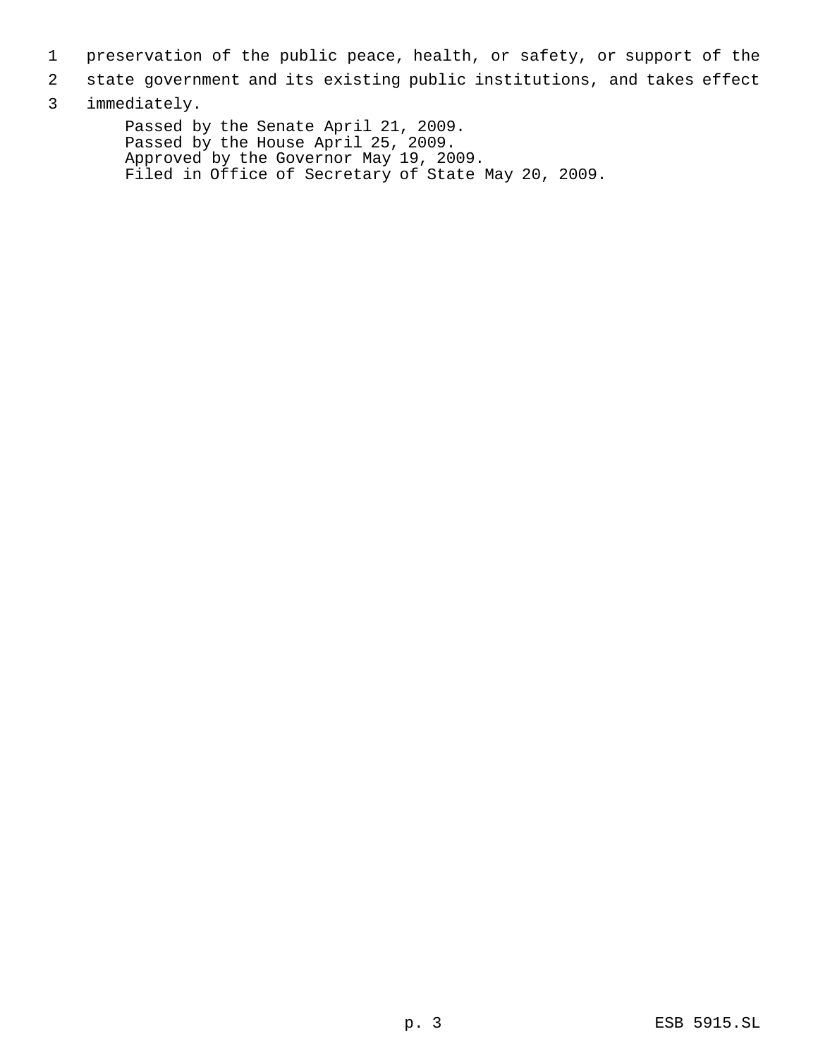preservation of the public peace, health, or safety, or support of the state government and its existing public institutions, and takes effect immediately.

Passed by the Senate April 21, 2009.
Passed by the House April 25, 2009.
Approved by the Governor May 19, 2009.
Filed in Office of Secretary of State May 20, 2009.